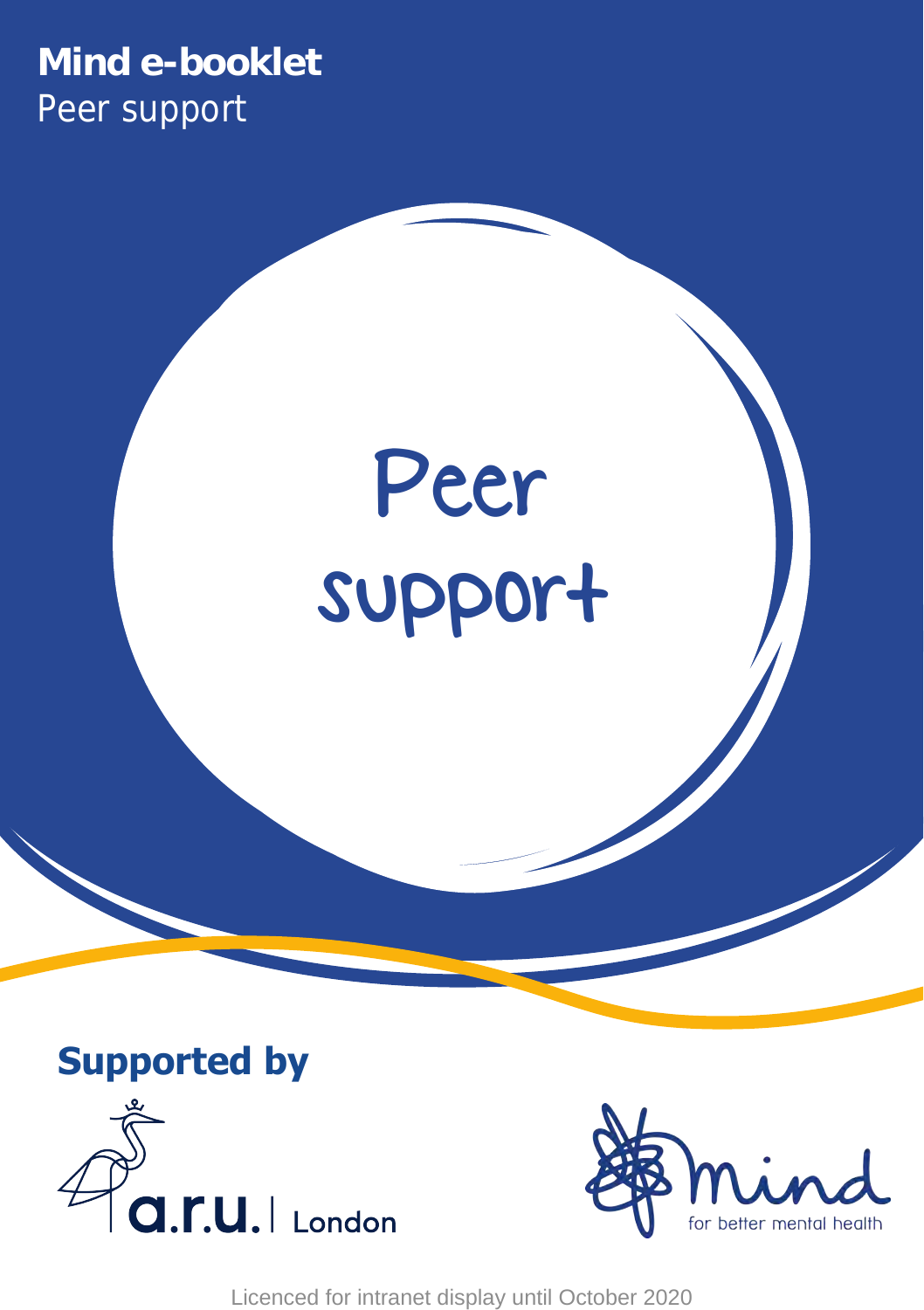**Mind e-booklet**
Peer support

# Peer support

## Supported by

a.r.u. | London

mind
for better mental health

Licenced for intranet display until October 2020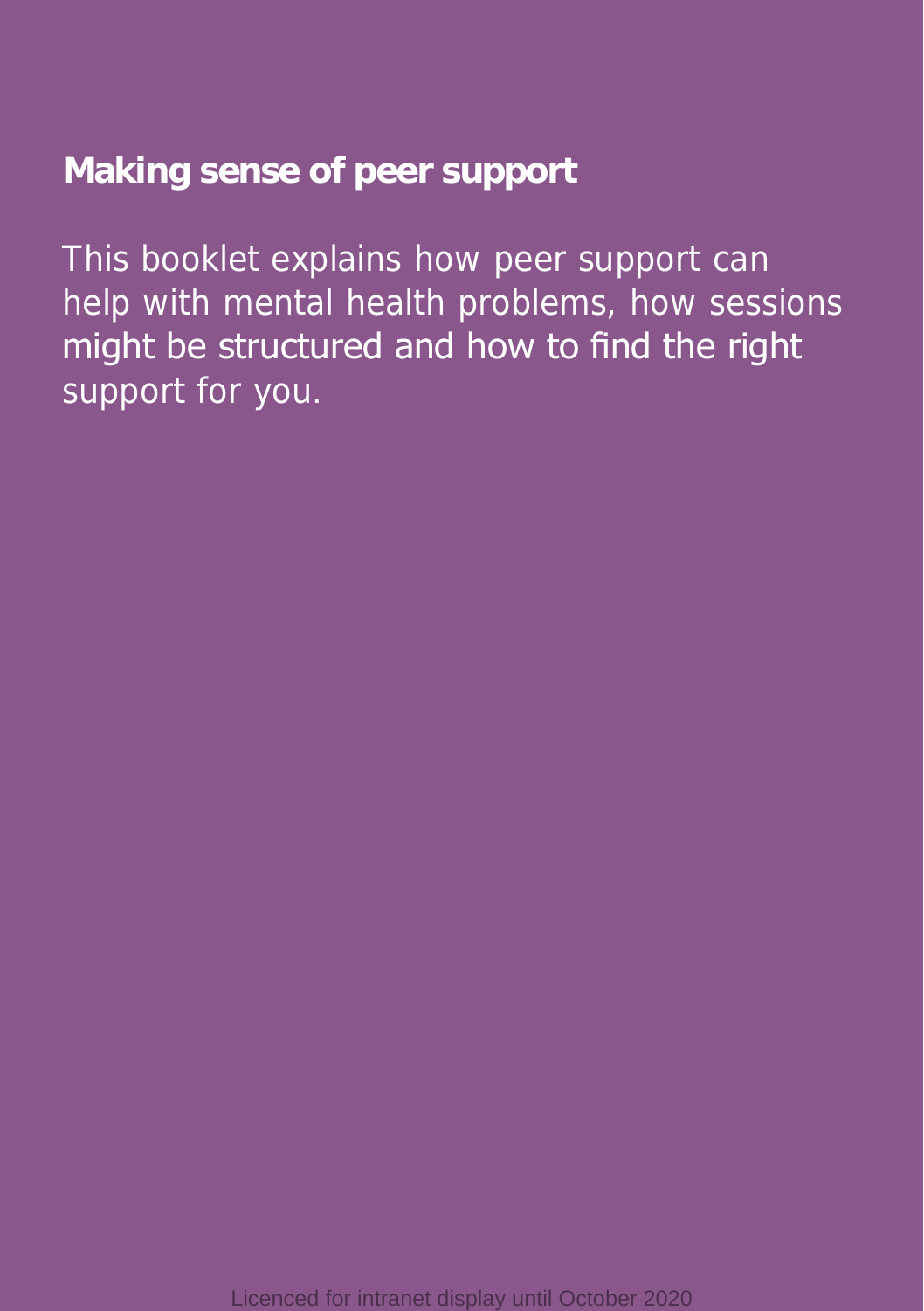# Making sense of peer support

This booklet explains how peer support can help with mental health problems, how sessions might be structured and how to find the right support for you.

Licenced for intranet display until October 2020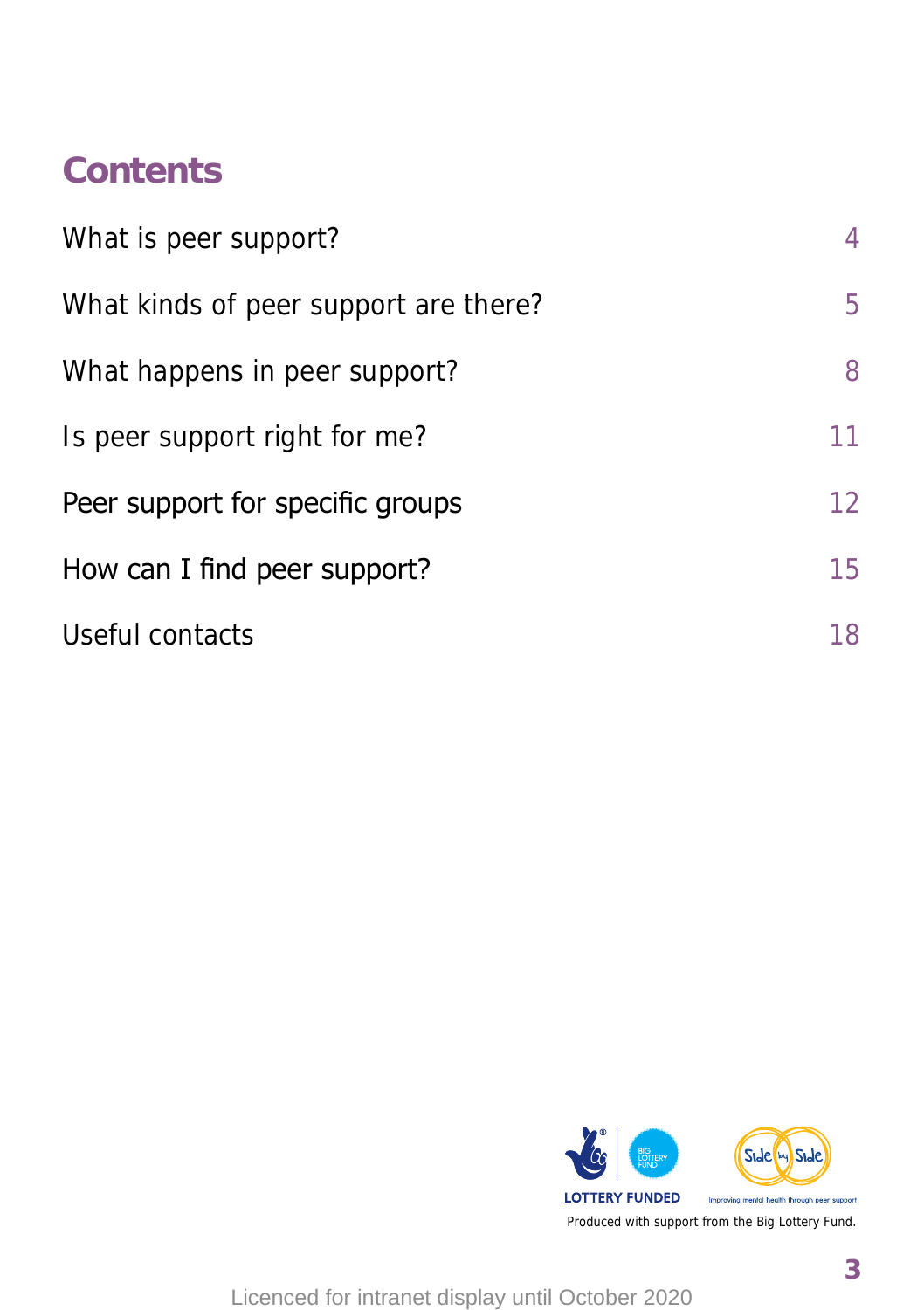# Contents

| | |
|---|---|
| What is peer support? | 4 |
| What kinds of peer support are there? | 5 |
| What happens in peer support? | 8 |
| Is peer support right for me? | 11 |
| Peer support for specific groups | 12 |
| How can I find peer support? | 15 |
| Useful contacts | 18 |

LOTTERY FUNDED

Side by Side — Improving mental health through peer support

Produced with support from the Big Lottery Fund.

Licenced for intranet display until October 2020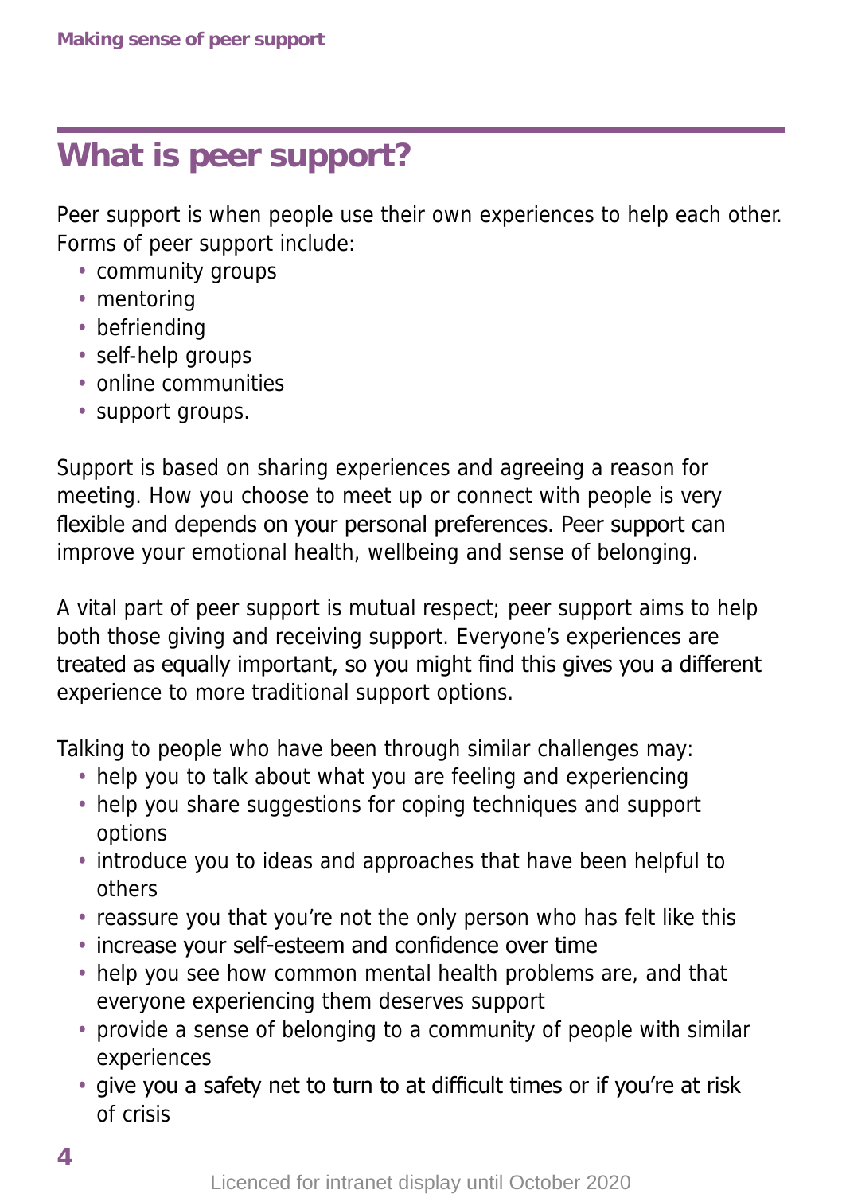# What is peer support?

Peer support is when people use their own experiences to help each other. Forms of peer support include:

- community groups
- mentoring
- befriending
- self-help groups
- online communities
- support groups.

Support is based on sharing experiences and agreeing a reason for meeting. How you choose to meet up or connect with people is very flexible and depends on your personal preferences. Peer support can improve your emotional health, wellbeing and sense of belonging.

A vital part of peer support is mutual respect; peer support aims to help both those giving and receiving support. Everyone's experiences are treated as equally important, so you might find this gives you a different experience to more traditional support options.

Talking to people who have been through similar challenges may:

- help you to talk about what you are feeling and experiencing
- help you share suggestions for coping techniques and support options
- introduce you to ideas and approaches that have been helpful to others
- reassure you that you're not the only person who has felt like this
- increase your self-esteem and confidence over time
- help you see how common mental health problems are, and that everyone experiencing them deserves support
- provide a sense of belonging to a community of people with similar experiences
- give you a safety net to turn to at difficult times or if you're at risk of crisis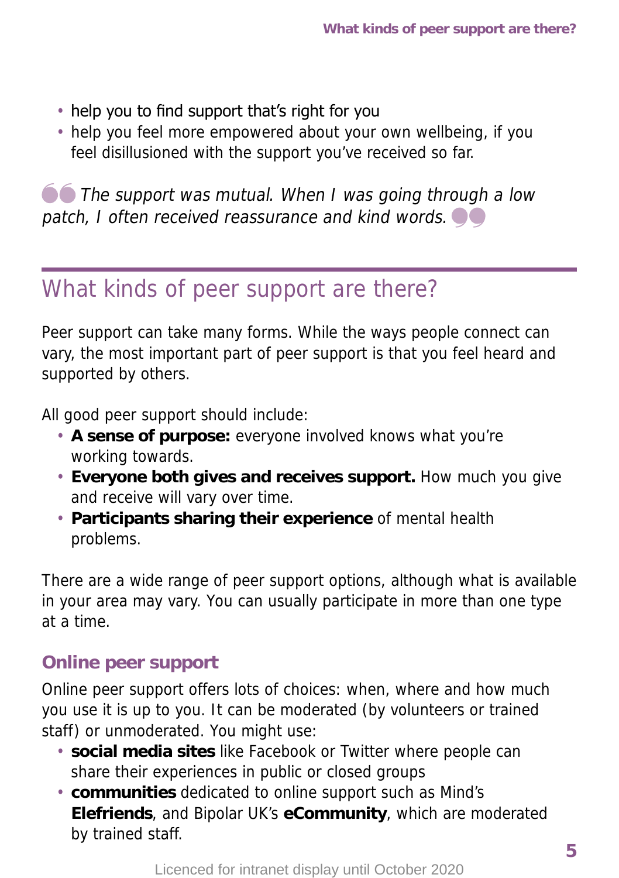- help you to find support that's right for you
- help you feel more empowered about your own wellbeing, if you feel disillusioned with the support you've received so far.

*The support was mutual. When I was going through a low patch, I often received reassurance and kind words.*

## What kinds of peer support are there?

Peer support can take many forms. While the ways people connect can vary, the most important part of peer support is that you feel heard and supported by others.

All good peer support should include:

- **A sense of purpose:** everyone involved knows what you're working towards.
- **Everyone both gives and receives support.** How much you give and receive will vary over time.
- **Participants sharing their experience** of mental health problems.

There are a wide range of peer support options, although what is available in your area may vary. You can usually participate in more than one type at a time.

### Online peer support

Online peer support offers lots of choices: when, where and how much you use it is up to you. It can be moderated (by volunteers or trained staff) or unmoderated. You might use:

- **social media sites** like Facebook or Twitter where people can share their experiences in public or closed groups
- **communities** dedicated to online support such as Mind's **Elefriends**, and Bipolar UK's **eCommunity**, which are moderated by trained staff.

Licenced for intranet display until October 2020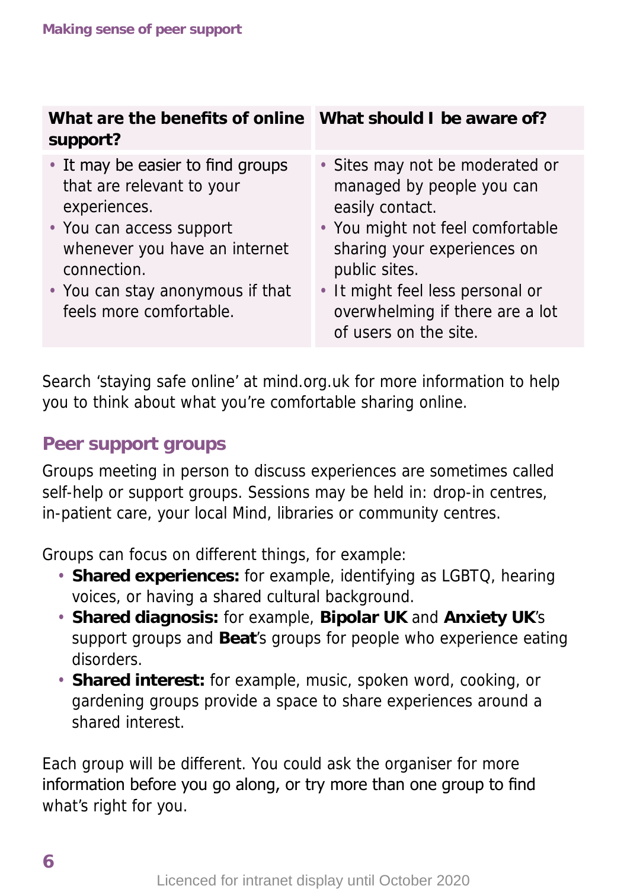| What are the benefits of online support? | What should I be aware of? |
| --- | --- |
| • It may be easier to find groups that are relevant to your experiences.<br>• You can access support whenever you have an internet connection.<br>• You can stay anonymous if that feels more comfortable. | • Sites may not be moderated or managed by people you can easily contact.<br>• You might not feel comfortable sharing your experiences on public sites.<br>• It might feel less personal or overwhelming if there are a lot of users on the site. |

Search 'staying safe online' at mind.org.uk for more information to help you to think about what you're comfortable sharing online.

## Peer support groups

Groups meeting in person to discuss experiences are sometimes called self-help or support groups. Sessions may be held in: drop-in centres, in-patient care, your local Mind, libraries or community centres.

Groups can focus on different things, for example:

- **Shared experiences:** for example, identifying as LGBTQ, hearing voices, or having a shared cultural background.
- **Shared diagnosis:** for example, **Bipolar UK** and **Anxiety UK**'s support groups and **Beat**'s groups for people who experience eating disorders.
- **Shared interest:** for example, music, spoken word, cooking, or gardening groups provide a space to share experiences around a shared interest.

Each group will be different. You could ask the organiser for more information before you go along, or try more than one group to find what's right for you.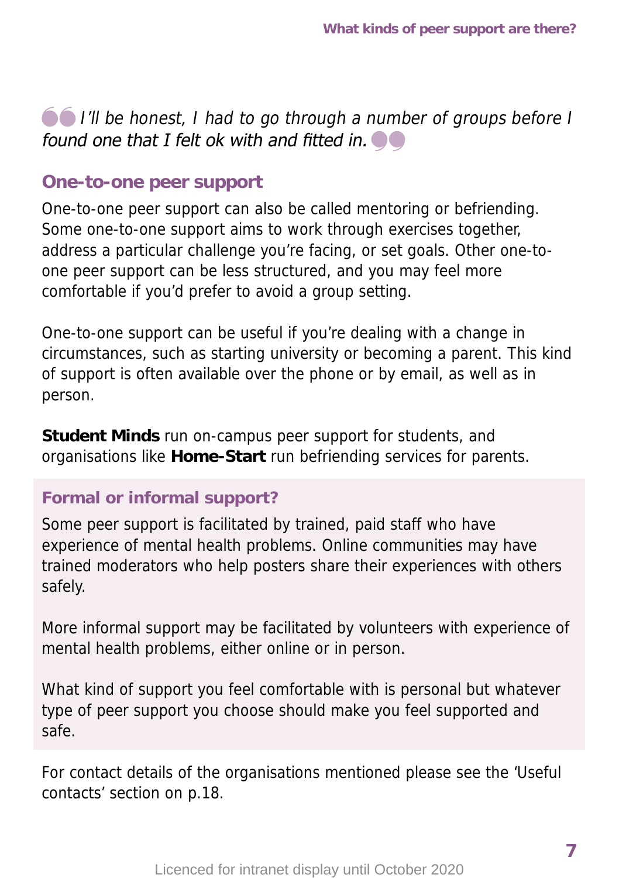*I'll be honest, I had to go through a number of groups before I found one that I felt ok with and fitted in.*

## One-to-one peer support

One-to-one peer support can also be called mentoring or befriending. Some one-to-one support aims to work through exercises together, address a particular challenge you're facing, or set goals. Other one-to-one peer support can be less structured, and you may feel more comfortable if you'd prefer to avoid a group setting.

One-to-one support can be useful if you're dealing with a change in circumstances, such as starting university or becoming a parent. This kind of support is often available over the phone or by email, as well as in person.

**Student Minds** run on-campus peer support for students, and organisations like **Home-Start** run befriending services for parents.

### Formal or informal support?

Some peer support is facilitated by trained, paid staff who have experience of mental health problems. Online communities may have trained moderators who help posters share their experiences with others safely.

More informal support may be facilitated by volunteers with experience of mental health problems, either online or in person.

What kind of support you feel comfortable with is personal but whatever type of peer support you choose should make you feel supported and safe.

For contact details of the organisations mentioned please see the 'Useful contacts' section on p.18.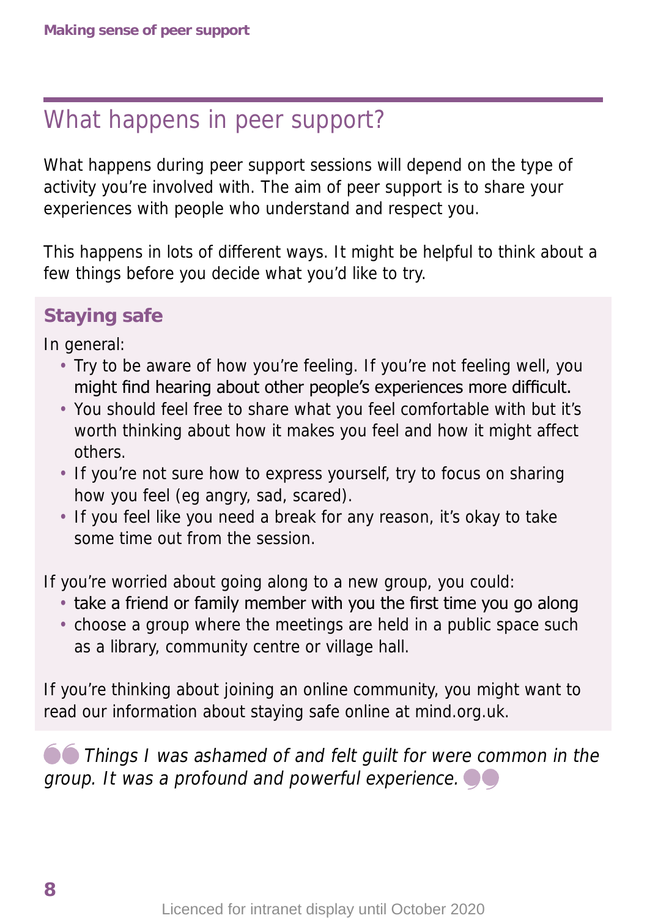# What happens in peer support?

What happens during peer support sessions will depend on the type of activity you're involved with. The aim of peer support is to share your experiences with people who understand and respect you.

This happens in lots of different ways. It might be helpful to think about a few things before you decide what you'd like to try.

## Staying safe

In general:

- Try to be aware of how you're feeling. If you're not feeling well, you might find hearing about other people's experiences more difficult.
- You should feel free to share what you feel comfortable with but it's worth thinking about how it makes you feel and how it might affect others.
- If you're not sure how to express yourself, try to focus on sharing how you feel (eg angry, sad, scared).
- If you feel like you need a break for any reason, it's okay to take some time out from the session.

If you're worried about going along to a new group, you could:

- take a friend or family member with you the first time you go along
- choose a group where the meetings are held in a public space such as a library, community centre or village hall.

If you're thinking about joining an online community, you might want to read our information about staying safe online at mind.org.uk.

*"Things I was ashamed of and felt guilt for were common in the group. It was a profound and powerful experience."*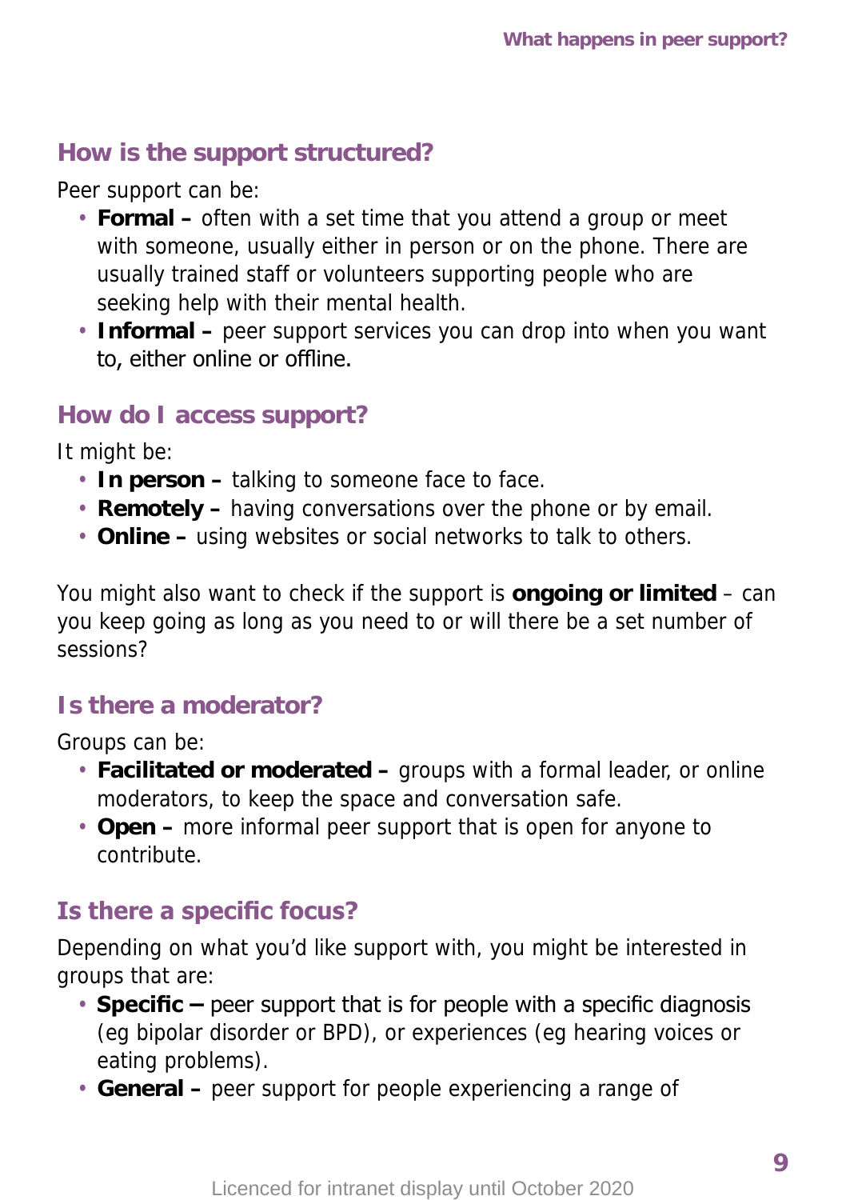## How is the support structured?

Peer support can be:

- **Formal –** often with a set time that you attend a group or meet with someone, usually either in person or on the phone. There are usually trained staff or volunteers supporting people who are seeking help with their mental health.
- **Informal –** peer support services you can drop into when you want to, either online or offline.

## How do I access support?

It might be:

- **In person –** talking to someone face to face.
- **Remotely –** having conversations over the phone or by email.
- **Online –** using websites or social networks to talk to others.

You might also want to check if the support is **ongoing or limited** – can you keep going as long as you need to or will there be a set number of sessions?

## Is there a moderator?

Groups can be:

- **Facilitated or moderated –** groups with a formal leader, or online moderators, to keep the space and conversation safe.
- **Open –** more informal peer support that is open for anyone to contribute.

## Is there a specific focus?

Depending on what you'd like support with, you might be interested in groups that are:

- **Specific –** peer support that is for people with a specific diagnosis (eg bipolar disorder or BPD), or experiences (eg hearing voices or eating problems).
- **General –** peer support for people experiencing a range of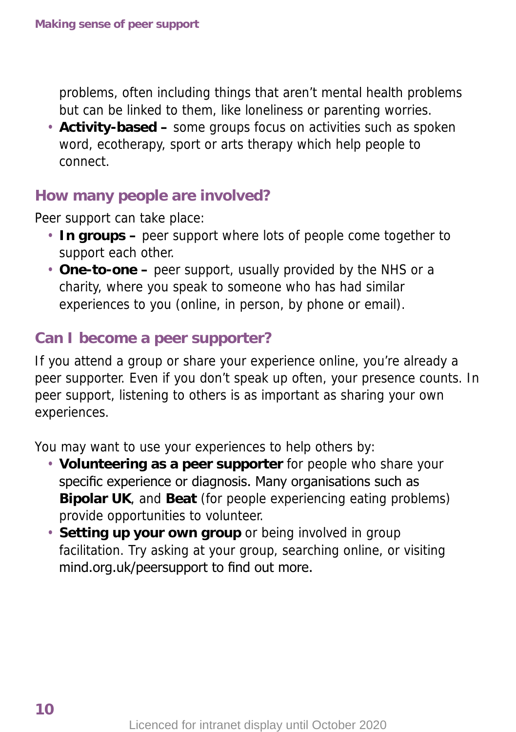problems, often including things that aren't mental health problems but can be linked to them, like loneliness or parenting worries.
- **Activity-based –** some groups focus on activities such as spoken word, ecotherapy, sport or arts therapy which help people to connect.

## How many people are involved?

Peer support can take place:

- **In groups –** peer support where lots of people come together to support each other.
- **One-to-one –** peer support, usually provided by the NHS or a charity, where you speak to someone who has had similar experiences to you (online, in person, by phone or email).

## Can I become a peer supporter?

If you attend a group or share your experience online, you're already a peer supporter. Even if you don't speak up often, your presence counts. In peer support, listening to others is as important as sharing your own experiences.

You may want to use your experiences to help others by:

- **Volunteering as a peer supporter** for people who share your specific experience or diagnosis. Many organisations such as **Bipolar UK**, and **Beat** (for people experiencing eating problems) provide opportunities to volunteer.
- **Setting up your own group** or being involved in group facilitation. Try asking at your group, searching online, or visiting mind.org.uk/peersupport to find out more.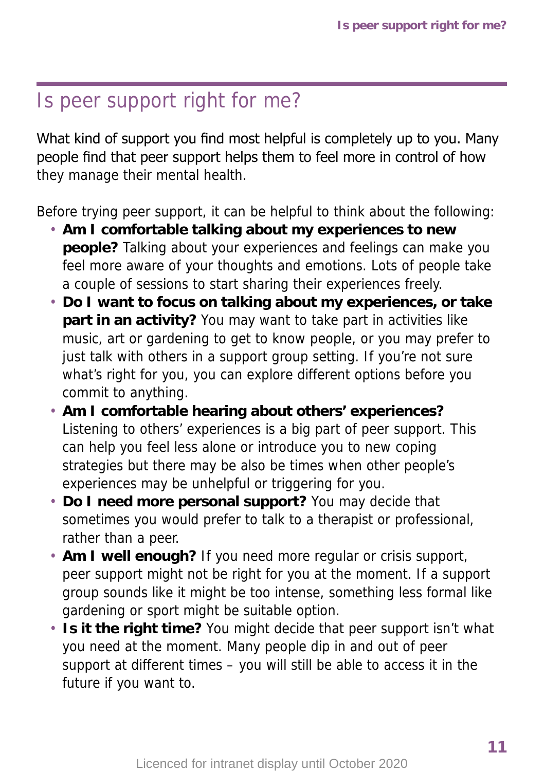# Is peer support right for me?

What kind of support you find most helpful is completely up to you. Many people find that peer support helps them to feel more in control of how they manage their mental health.

Before trying peer support, it can be helpful to think about the following:

- **Am I comfortable talking about my experiences to new people?** Talking about your experiences and feelings can make you feel more aware of your thoughts and emotions. Lots of people take a couple of sessions to start sharing their experiences freely.
- **Do I want to focus on talking about my experiences, or take part in an activity?** You may want to take part in activities like music, art or gardening to get to know people, or you may prefer to just talk with others in a support group setting. If you're not sure what's right for you, you can explore different options before you commit to anything.
- **Am I comfortable hearing about others' experiences?** Listening to others' experiences is a big part of peer support. This can help you feel less alone or introduce you to new coping strategies but there may be also be times when other people's experiences may be unhelpful or triggering for you.
- **Do I need more personal support?** You may decide that sometimes you would prefer to talk to a therapist or professional, rather than a peer.
- **Am I well enough?** If you need more regular or crisis support, peer support might not be right for you at the moment. If a support group sounds like it might be too intense, something less formal like gardening or sport might be suitable option.
- **Is it the right time?** You might decide that peer support isn't what you need at the moment. Many people dip in and out of peer support at different times – you will still be able to access it in the future if you want to.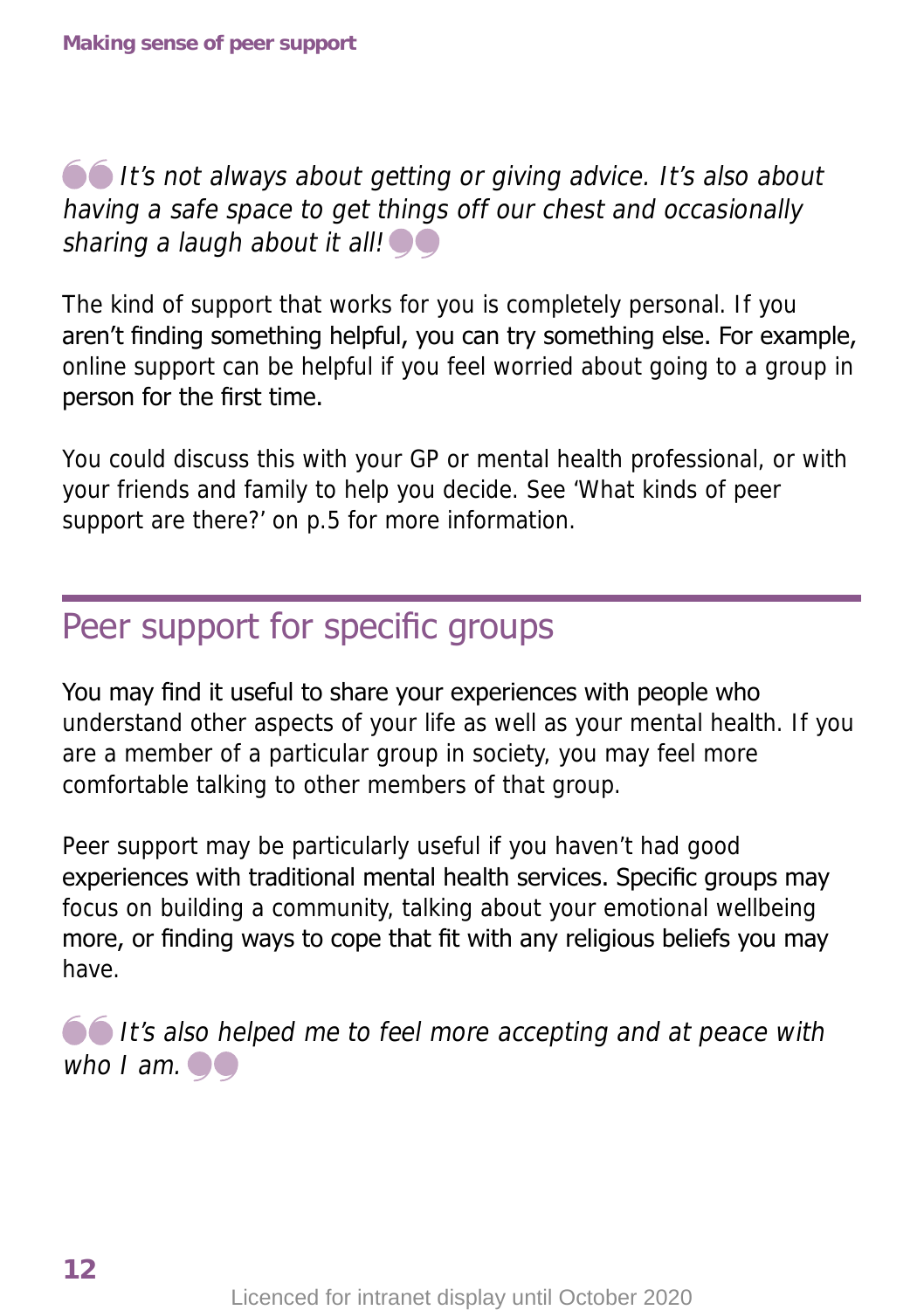*It's not always about getting or giving advice. It's also about having a safe space to get things off our chest and occasionally sharing a laugh about it all!*

The kind of support that works for you is completely personal. If you aren't finding something helpful, you can try something else. For example, online support can be helpful if you feel worried about going to a group in person for the first time.

You could discuss this with your GP or mental health professional, or with your friends and family to help you decide. See 'What kinds of peer support are there?' on p.5 for more information.

## Peer support for specific groups

You may find it useful to share your experiences with people who understand other aspects of your life as well as your mental health. If you are a member of a particular group in society, you may feel more comfortable talking to other members of that group.

Peer support may be particularly useful if you haven't had good experiences with traditional mental health services. Specific groups may focus on building a community, talking about your emotional wellbeing more, or finding ways to cope that fit with any religious beliefs you may have.

*It's also helped me to feel more accepting and at peace with who I am.*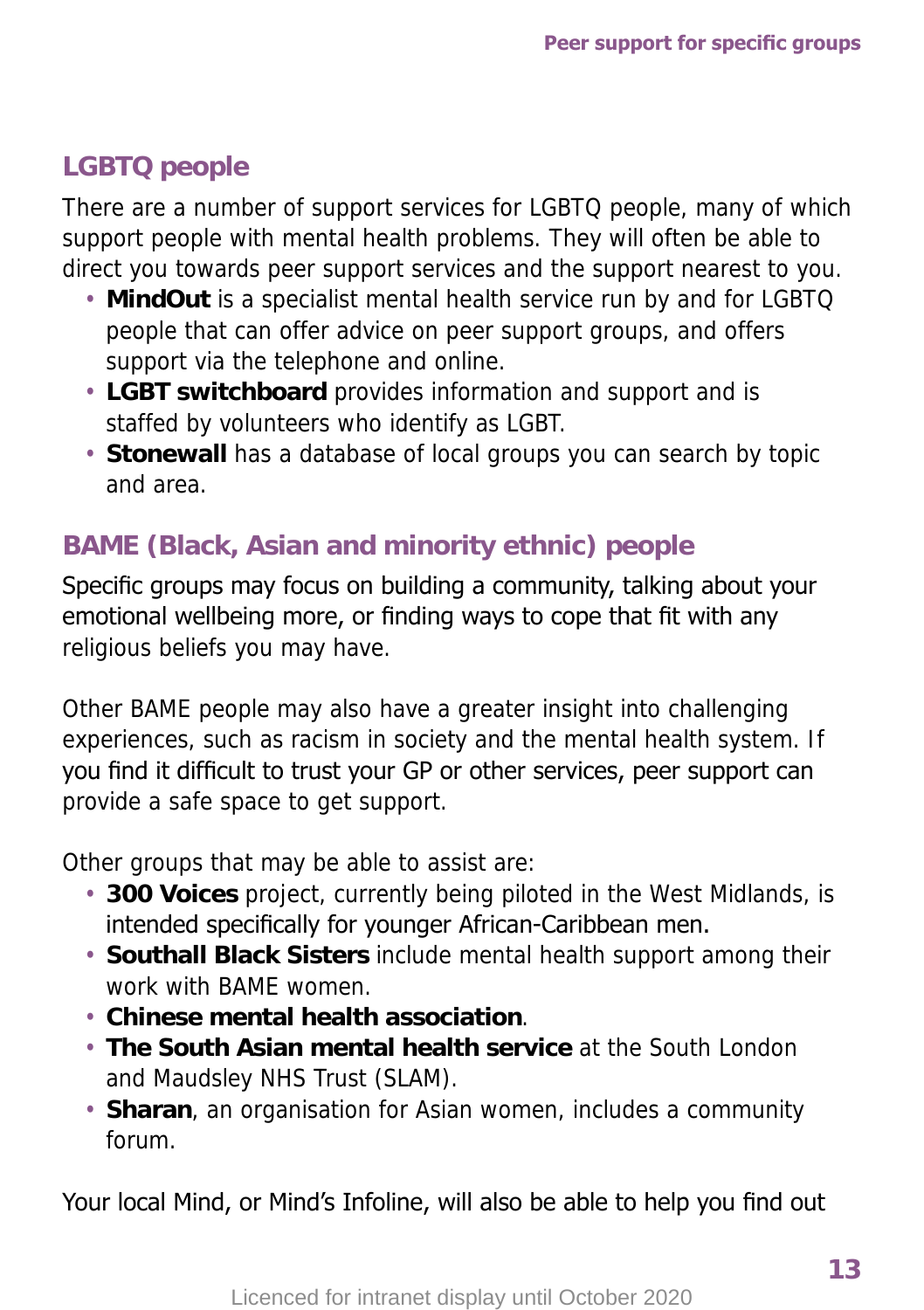## LGBTQ people

There are a number of support services for LGBTQ people, many of which support people with mental health problems. They will often be able to direct you towards peer support services and the support nearest to you.

- **MindOut** is a specialist mental health service run by and for LGBTQ people that can offer advice on peer support groups, and offers support via the telephone and online.
- **LGBT switchboard** provides information and support and is staffed by volunteers who identify as LGBT.
- **Stonewall** has a database of local groups you can search by topic and area.

## BAME (Black, Asian and minority ethnic) people

Specific groups may focus on building a community, talking about your emotional wellbeing more, or finding ways to cope that fit with any religious beliefs you may have.

Other BAME people may also have a greater insight into challenging experiences, such as racism in society and the mental health system. If you find it difficult to trust your GP or other services, peer support can provide a safe space to get support.

Other groups that may be able to assist are:

- **300 Voices** project, currently being piloted in the West Midlands, is intended specifically for younger African-Caribbean men.
- **Southall Black Sisters** include mental health support among their work with BAME women.
- **Chinese mental health association**.
- **The South Asian mental health service** at the South London and Maudsley NHS Trust (SLAM).
- **Sharan**, an organisation for Asian women, includes a community forum.

Your local Mind, or Mind's Infoline, will also be able to help you find out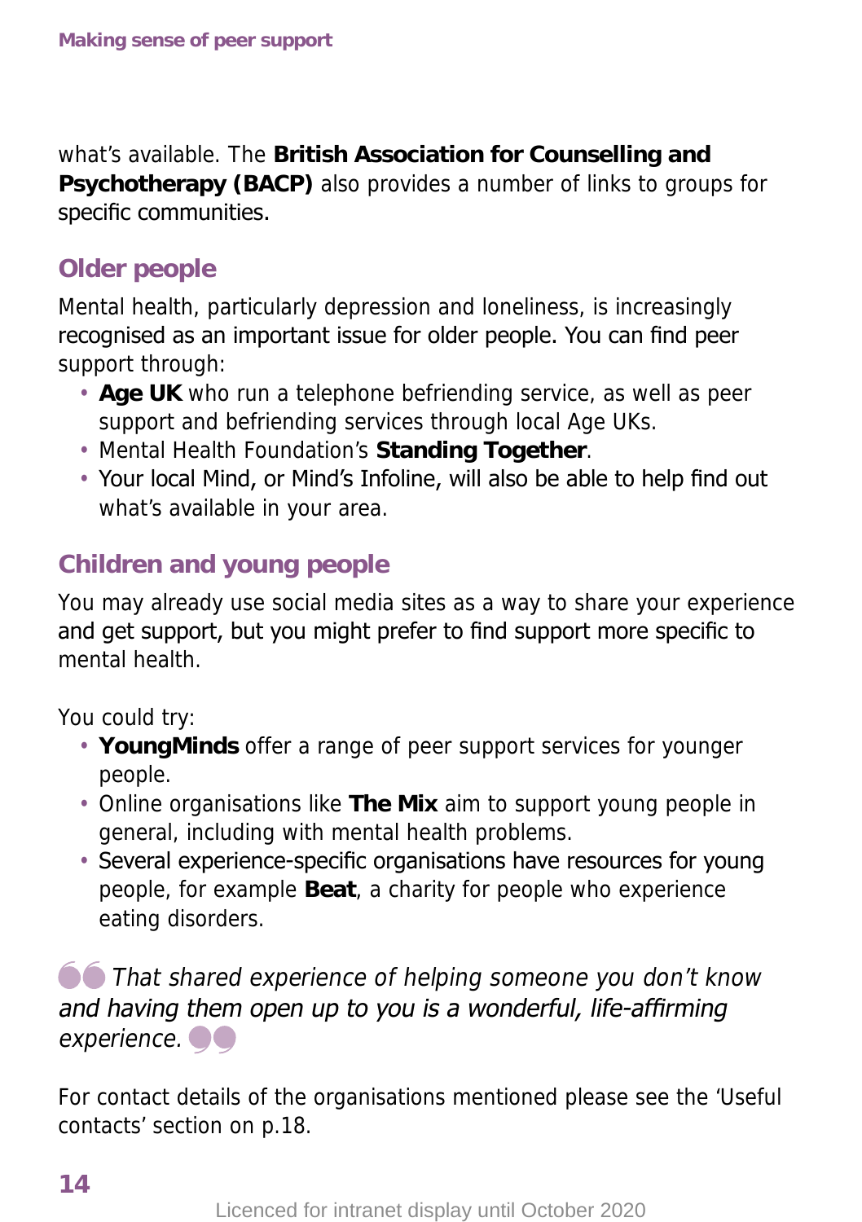what's available. The **British Association for Counselling and Psychotherapy (BACP)** also provides a number of links to groups for specific communities.

## Older people

Mental health, particularly depression and loneliness, is increasingly recognised as an important issue for older people. You can find peer support through:

- **Age UK** who run a telephone befriending service, as well as peer support and befriending services through local Age UKs.
- Mental Health Foundation's **Standing Together**.
- Your local Mind, or Mind's Infoline, will also be able to help find out what's available in your area.

## Children and young people

You may already use social media sites as a way to share your experience and get support, but you might prefer to find support more specific to mental health.

You could try:

- **YoungMinds** offer a range of peer support services for younger people.
- Online organisations like **The Mix** aim to support young people in general, including with mental health problems.
- Several experience-specific organisations have resources for young people, for example **Beat**, a charity for people who experience eating disorders.

> *That shared experience of helping someone you don't know and having them open up to you is a wonderful, life-affirming experience.*

For contact details of the organisations mentioned please see the 'Useful contacts' section on p.18.

Licenced for intranet display until October 2020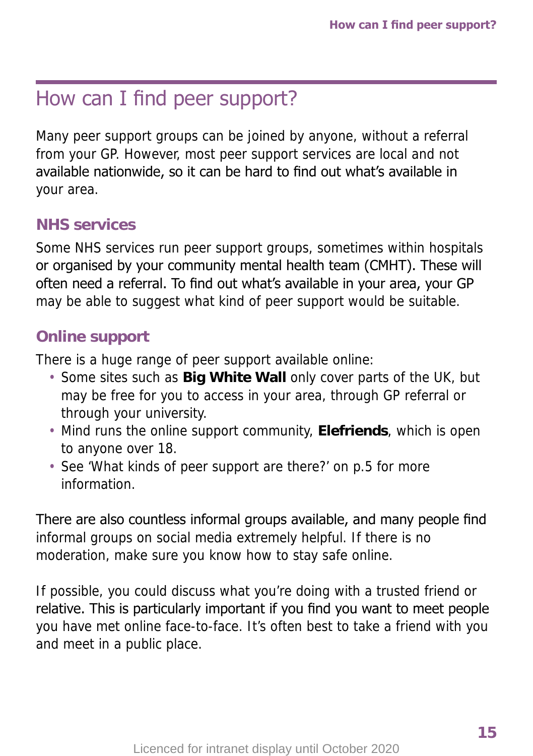# How can I find peer support?

Many peer support groups can be joined by anyone, without a referral from your GP. However, most peer support services are local and not available nationwide, so it can be hard to find out what's available in your area.

## NHS services

Some NHS services run peer support groups, sometimes within hospitals or organised by your community mental health team (CMHT). These will often need a referral. To find out what's available in your area, your GP may be able to suggest what kind of peer support would be suitable.

## Online support

There is a huge range of peer support available online:

- Some sites such as **Big White Wall** only cover parts of the UK, but may be free for you to access in your area, through GP referral or through your university.
- Mind runs the online support community, **Elefriends**, which is open to anyone over 18.
- See 'What kinds of peer support are there?' on p.5 for more information.

There are also countless informal groups available, and many people find informal groups on social media extremely helpful. If there is no moderation, make sure you know how to stay safe online.

If possible, you could discuss what you're doing with a trusted friend or relative. This is particularly important if you find you want to meet people you have met online face-to-face. It's often best to take a friend with you and meet in a public place.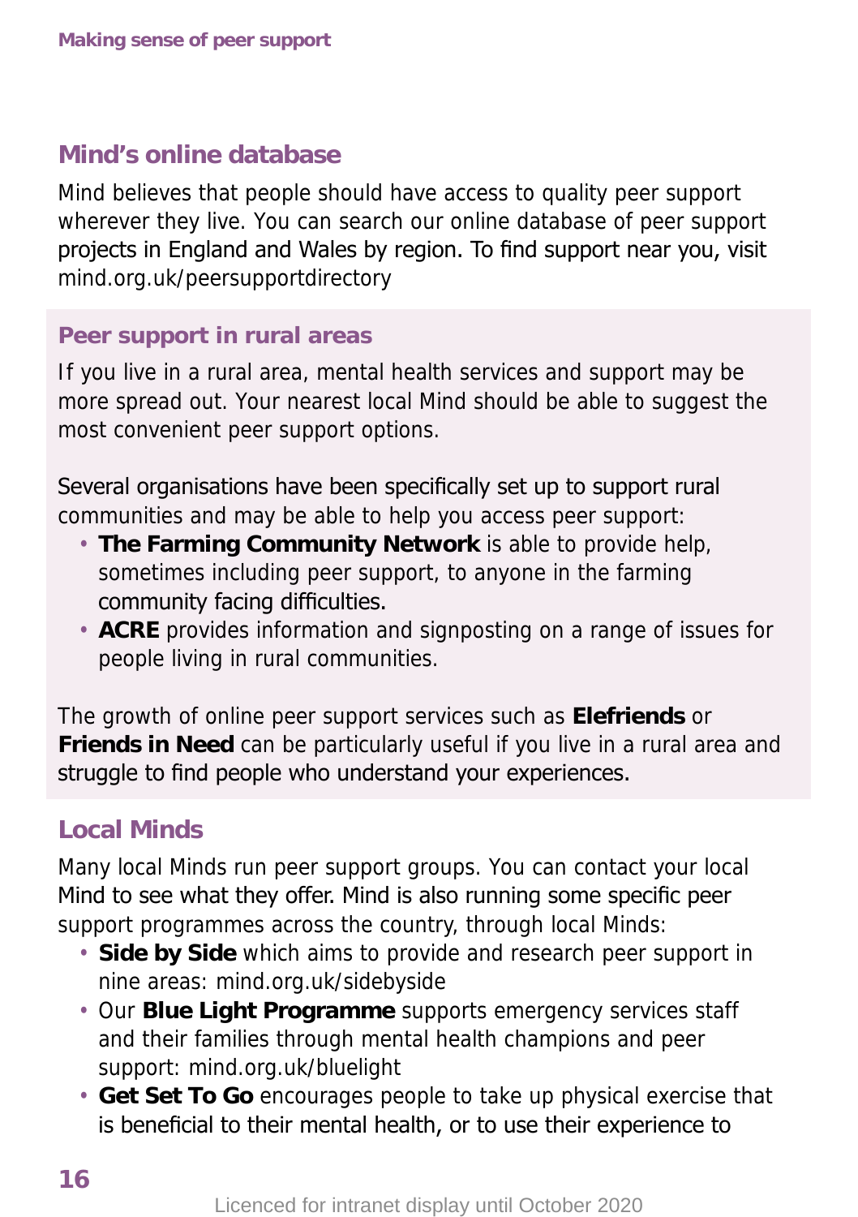## Mind's online database

Mind believes that people should have access to quality peer support wherever they live. You can search our online database of peer support projects in England and Wales by region. To find support near you, visit mind.org.uk/peersupportdirectory

### Peer support in rural areas

If you live in a rural area, mental health services and support may be more spread out. Your nearest local Mind should be able to suggest the most convenient peer support options.

Several organisations have been specifically set up to support rural communities and may be able to help you access peer support:

- **The Farming Community Network** is able to provide help, sometimes including peer support, to anyone in the farming community facing difficulties.
- **ACRE** provides information and signposting on a range of issues for people living in rural communities.

The growth of online peer support services such as **Elefriends** or **Friends in Need** can be particularly useful if you live in a rural area and struggle to find people who understand your experiences.

## Local Minds

Many local Minds run peer support groups. You can contact your local Mind to see what they offer. Mind is also running some specific peer support programmes across the country, through local Minds:

- **Side by Side** which aims to provide and research peer support in nine areas: mind.org.uk/sidebyside
- Our **Blue Light Programme** supports emergency services staff and their families through mental health champions and peer support: mind.org.uk/bluelight
- **Get Set To Go** encourages people to take up physical exercise that is beneficial to their mental health, or to use their experience to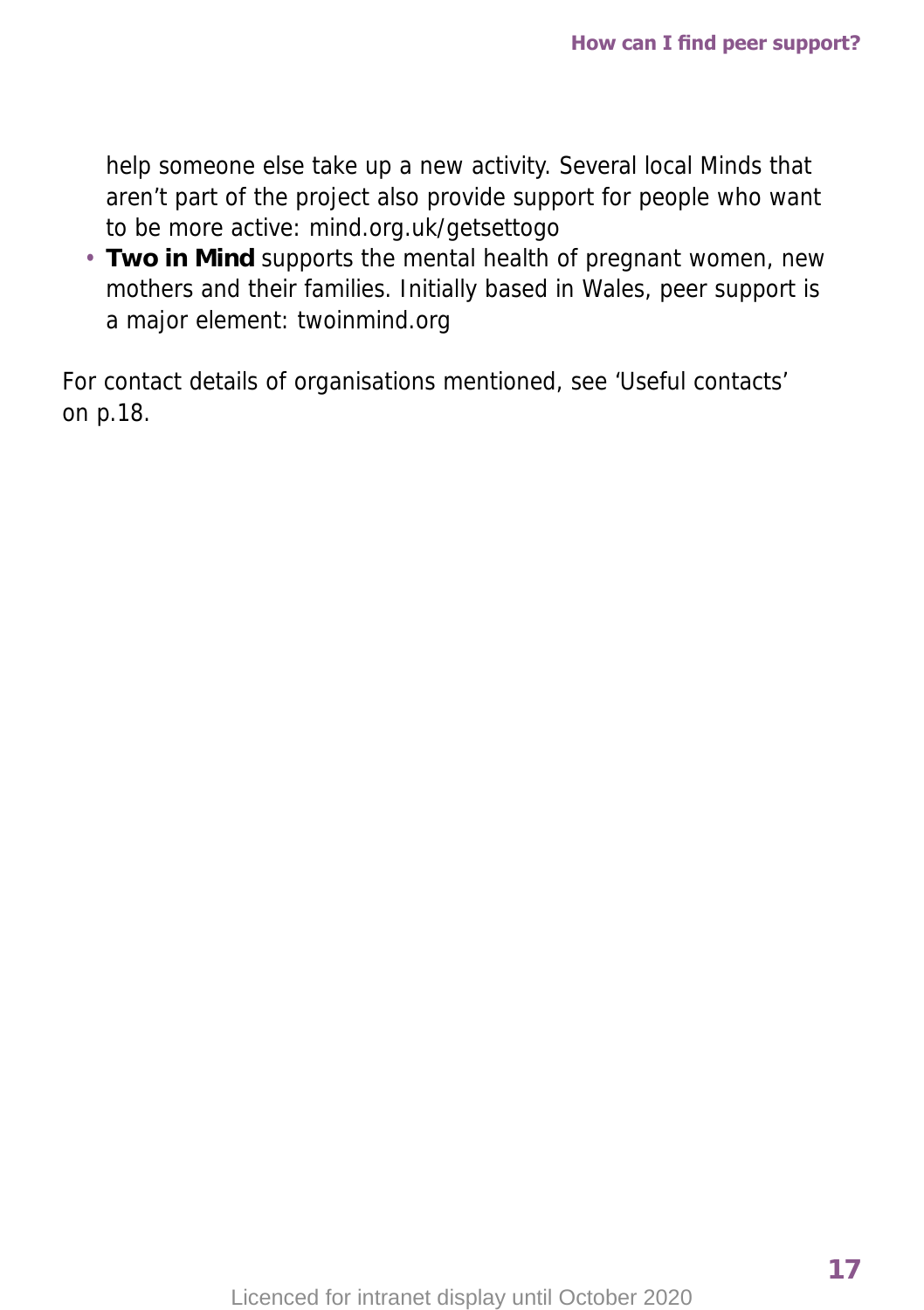help someone else take up a new activity. Several local Minds that aren't part of the project also provide support for people who want to be more active: mind.org.uk/getsettogo

- **Two in Mind** supports the mental health of pregnant women, new mothers and their families. Initially based in Wales, peer support is a major element: twoinmind.org

For contact details of organisations mentioned, see 'Useful contacts' on p.18.

Licenced for intranet display until October 2020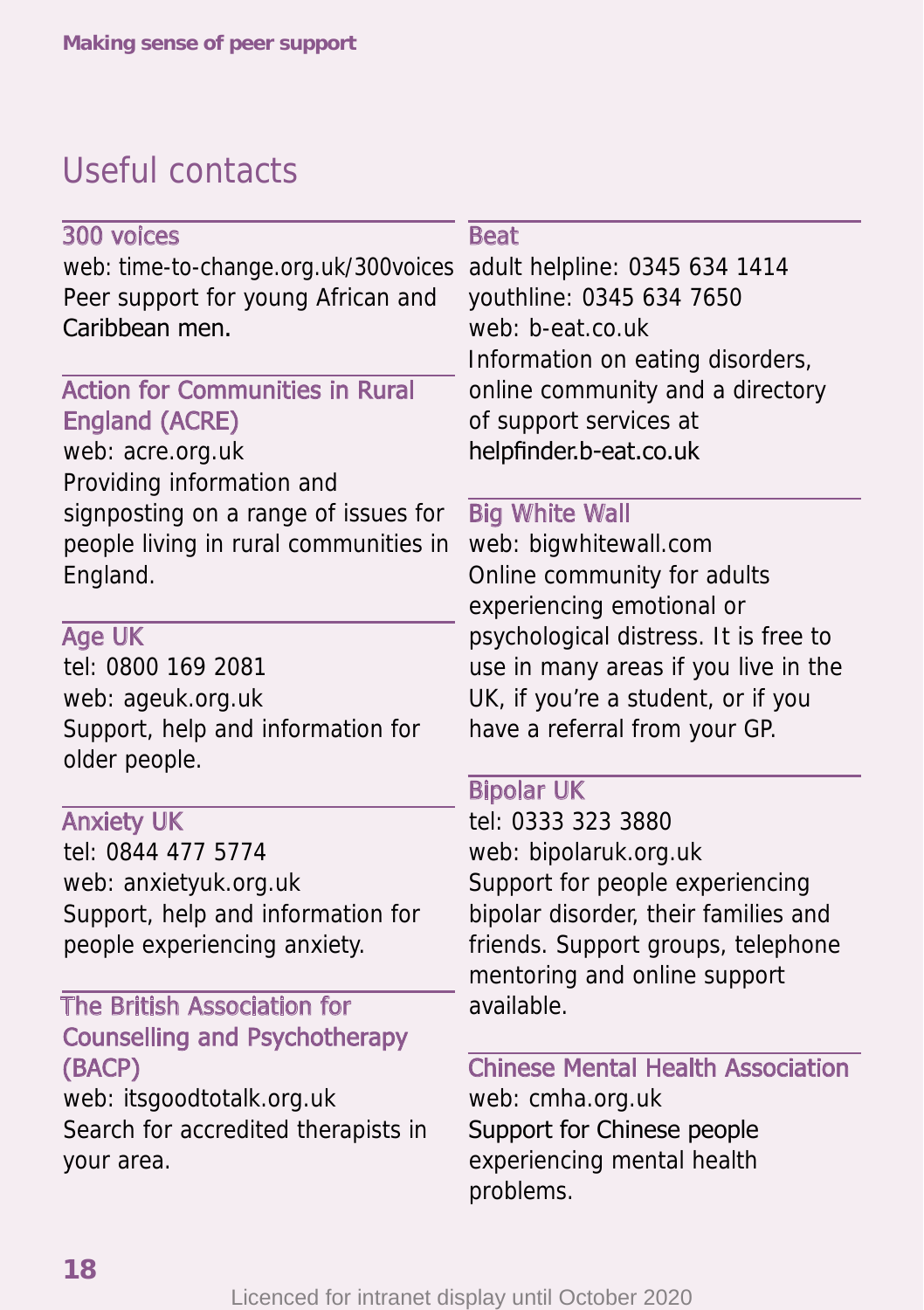## Useful contacts

### 300 voices

web: time-to-change.org.uk/300voices
Peer support for young African and Caribbean men.

### Action for Communities in Rural England (ACRE)

web: acre.org.uk
Providing information and signposting on a range of issues for people living in rural communities in England.

### Age UK

tel: 0800 169 2081
web: ageuk.org.uk
Support, help and information for older people.

### Anxiety UK

tel: 0844 477 5774
web: anxietyuk.org.uk
Support, help and information for people experiencing anxiety.

### The British Association for Counselling and Psychotherapy (BACP)

web: itsgoodtotalk.org.uk
Search for accredited therapists in your area.

### Beat

adult helpline: 0345 634 1414
youthline: 0345 634 7650
web: b-eat.co.uk
Information on eating disorders, online community and a directory of support services at helpfinder.b-eat.co.uk

### Big White Wall

web: bigwhitewall.com
Online community for adults experiencing emotional or psychological distress. It is free to use in many areas if you live in the UK, if you're a student, or if you have a referral from your GP.

### Bipolar UK

tel: 0333 323 3880
web: bipolaruk.org.uk
Support for people experiencing bipolar disorder, their families and friends. Support groups, telephone mentoring and online support available.

### Chinese Mental Health Association

web: cmha.org.uk
Support for Chinese people experiencing mental health problems.

Licenced for intranet display until October 2020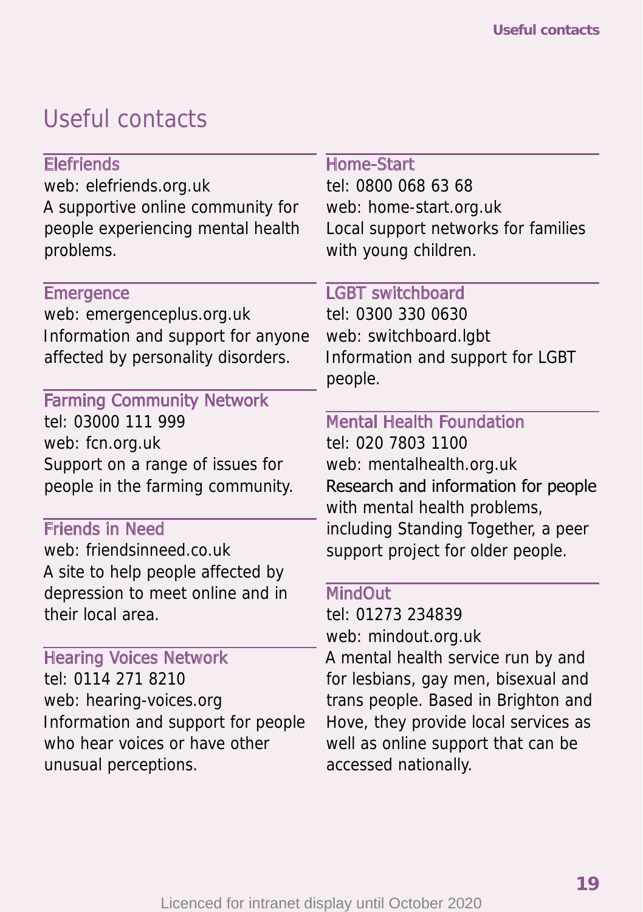# Useful contacts

### Elefriends

web: elefriends.org.uk

A supportive online community for people experiencing mental health problems.

### Emergence

web: emergenceplus.org.uk

Information and support for anyone affected by personality disorders.

### Farming Community Network

tel: 03000 111 999

web: fcn.org.uk

Support on a range of issues for people in the farming community.

### Friends in Need

web: friendsinneed.co.uk

A site to help people affected by depression to meet online and in their local area.

### Hearing Voices Network

tel: 0114 271 8210

web: hearing-voices.org

Information and support for people who hear voices or have other unusual perceptions.

### Home-Start

tel: 0800 068 63 68

web: home-start.org.uk

Local support networks for families with young children.

### LGBT switchboard

tel: 0300 330 0630

web: switchboard.lgbt

Information and support for LGBT people.

### Mental Health Foundation

tel: 020 7803 1100

web: mentalhealth.org.uk

Research and information for people with mental health problems, including Standing Together, a peer support project for older people.

### MindOut

tel: 01273 234839

web: mindout.org.uk

A mental health service run by and for lesbians, gay men, bisexual and trans people. Based in Brighton and Hove, they provide local services as well as online support that can be accessed nationally.

Licenced for intranet display until October 2020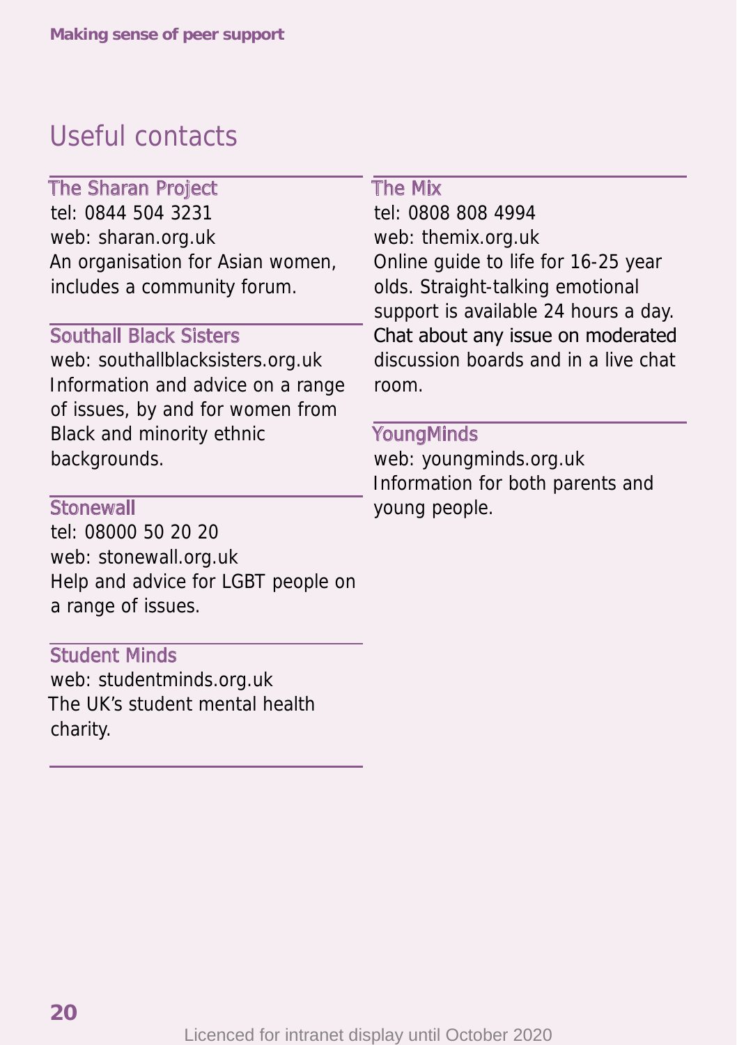# Useful contacts

### The Sharan Project

tel: 0844 504 3231
web: sharan.org.uk
An organisation for Asian women, includes a community forum.

### Southall Black Sisters

web: southallblacksisters.org.uk
Information and advice on a range of issues, by and for women from Black and minority ethnic backgrounds.

### Stonewall

tel: 08000 50 20 20
web: stonewall.org.uk
Help and advice for LGBT people on a range of issues.

### Student Minds

web: studentminds.org.uk
The UK's student mental health charity.

### The Mix

tel: 0808 808 4994
web: themix.org.uk
Online guide to life for 16-25 year olds. Straight-talking emotional support is available 24 hours a day. Chat about any issue on moderated discussion boards and in a live chat room.

### YoungMinds

web: youngminds.org.uk
Information for both parents and young people.

Licenced for intranet display until October 2020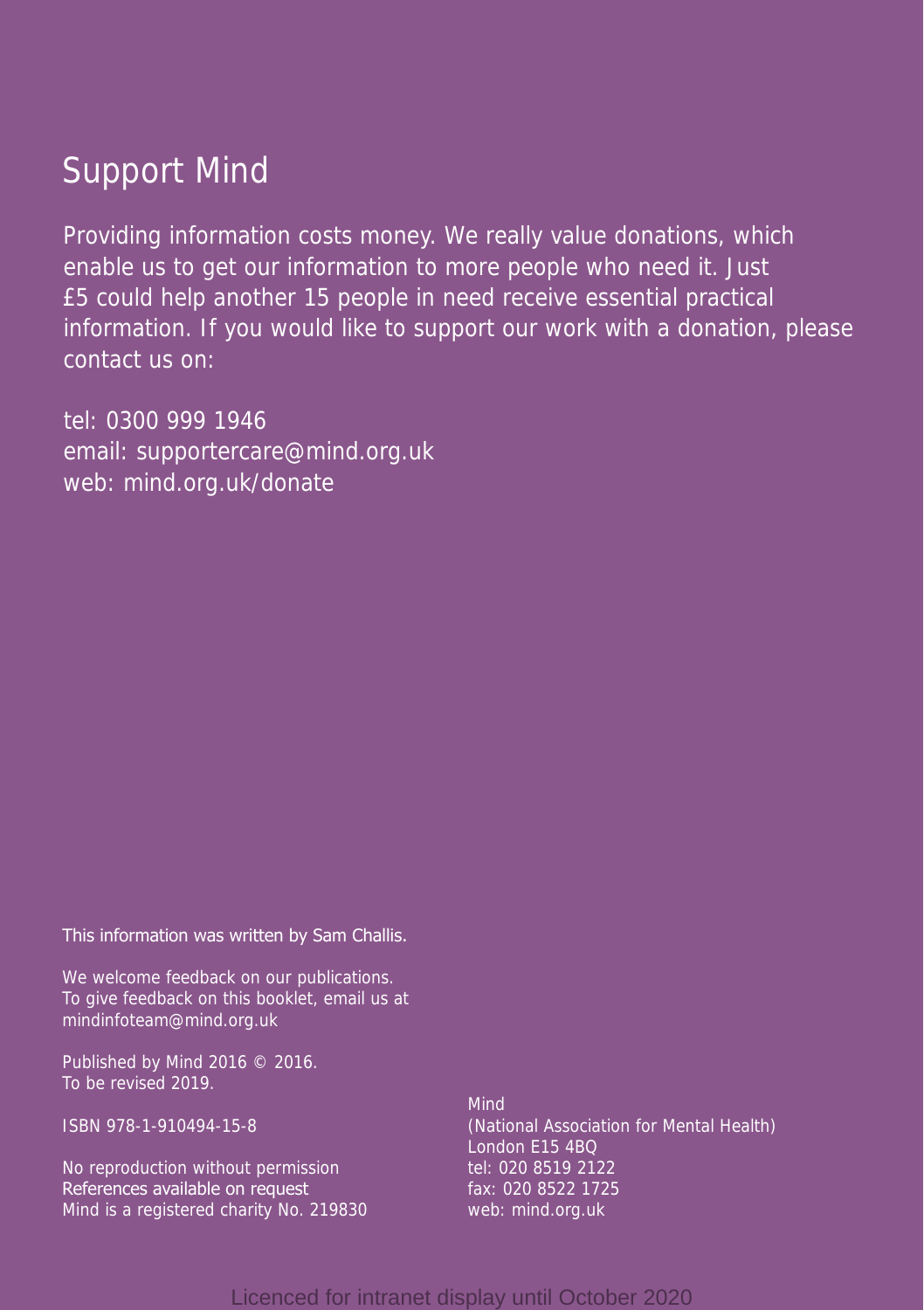# Support Mind

Providing information costs money. We really value donations, which enable us to get our information to more people who need it. Just £5 could help another 15 people in need receive essential practical information. If you would like to support our work with a donation, please contact us on:

tel: 0300 999 1946
email: supportercare@mind.org.uk
web: mind.org.uk/donate

This information was written by Sam Challis.

We welcome feedback on our publications.
To give feedback on this booklet, email us at mindinfoteam@mind.org.uk

Published by Mind 2016 © 2016.
To be revised 2019.

ISBN 978-1-910494-15-8

No reproduction without permission
References available on request
Mind is a registered charity No. 219830

Mind
(National Association for Mental Health)
London E15 4BQ
tel: 020 8519 2122
fax: 020 8522 1725
web: mind.org.uk

Licenced for intranet display until October 2020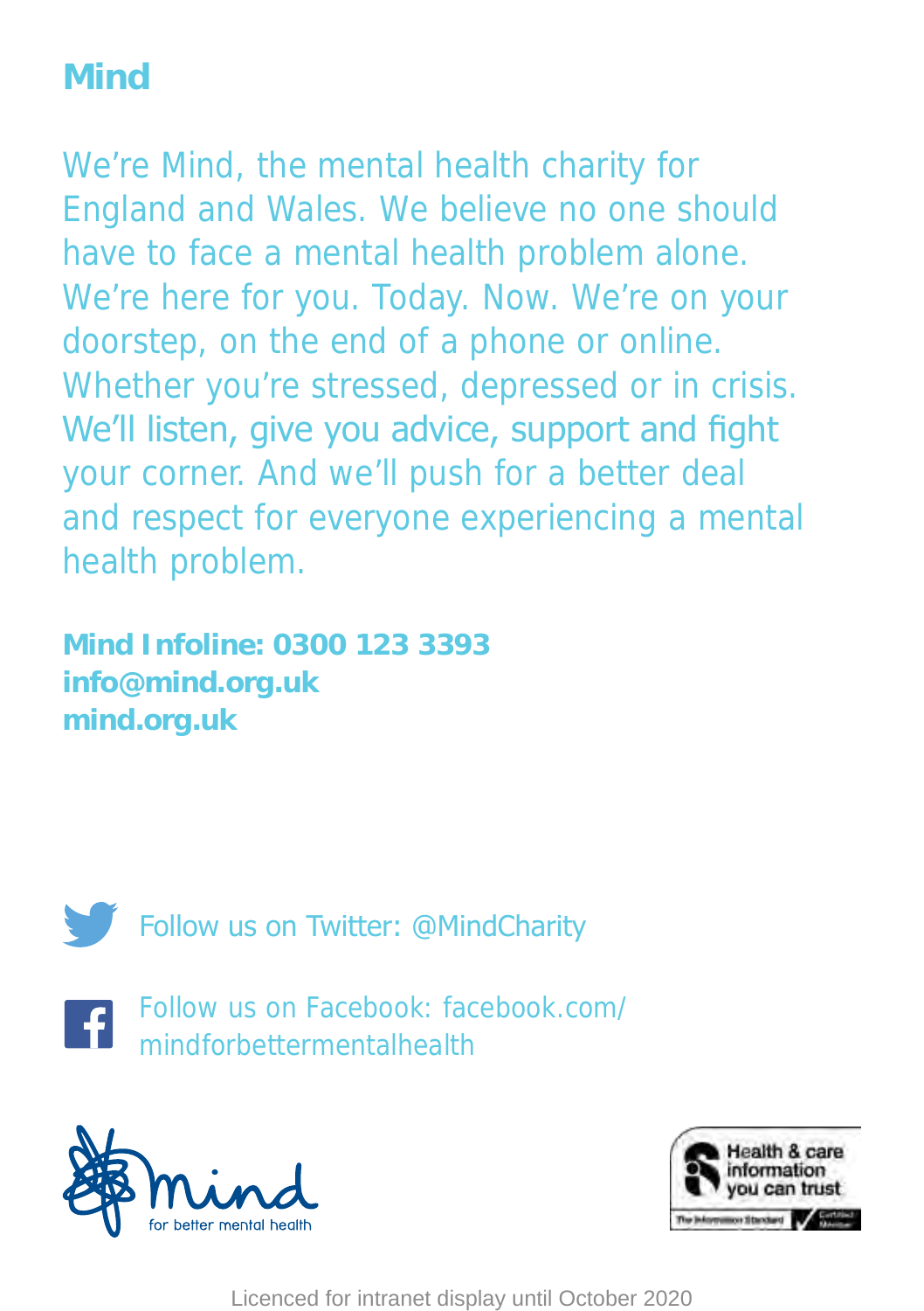# Mind

We're Mind, the mental health charity for England and Wales. We believe no one should have to face a mental health problem alone. We're here for you. Today. Now. We're on your doorstep, on the end of a phone or online. Whether you're stressed, depressed or in crisis. We'll listen, give you advice, support and fight your corner. And we'll push for a better deal and respect for everyone experiencing a mental health problem.

**Mind Infoline: 0300 123 3393**
**info@mind.org.uk**
**mind.org.uk**

Follow us on Twitter: @MindCharity

Follow us on Facebook: facebook.com/mindforbettermentalhealth

mind for better mental health

Health & care information you can trust

The Information Standard Certified Member

Licenced for intranet display until October 2020